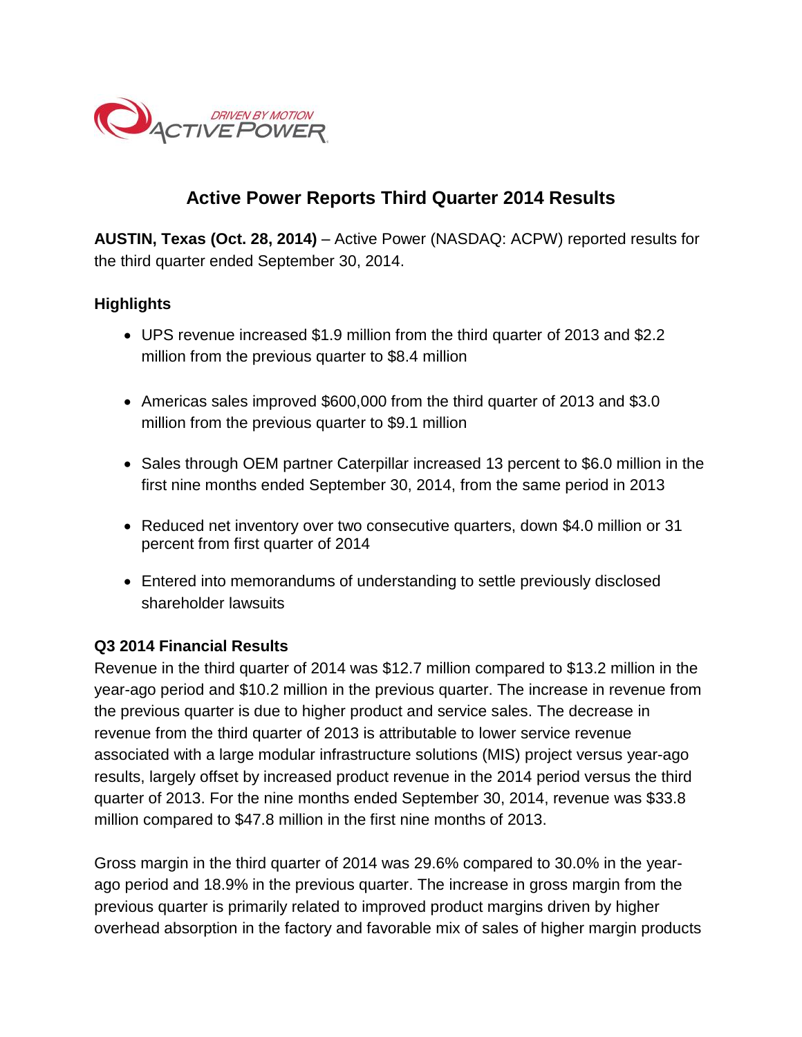# Active Power Reports Third Quarter 2014 Results

**AUSTIN, Texas (Oct. 28, 2014)** – Active Power (NASDAQ: ACPW) reported results for the third quarter ended September 30, 2014.

### Highlights

- UPS revenue increased $1.9 million from the third quarter of 2013 and $2.2 million from the previous quarter to $8.4 million
- Americas sales improved $600,000 from the third quarter of 2013 and $3.0 million from the previous quarter to $9.1 million
- Sales through OEM partner Caterpillar increased 13 percent to $6.0 million in the first nine months ended September 30, 2014, from the same period in 2013
- Reduced net inventory over two consecutive quarters, down $4.0 million or 31 percent from first quarter of 2014
- Entered into memorandums of understanding to settle previously disclosed shareholder lawsuits

### Q3 2014 Financial Results

Revenue in the third quarter of 2014 was $12.7 million compared to $13.2 million in the year-ago period and $10.2 million in the previous quarter. The increase in revenue from the previous quarter is due to higher product and service sales. The decrease in revenue from the third quarter of 2013 is attributable to lower service revenue associated with a large modular infrastructure solutions (MIS) project versus year-ago results, largely offset by increased product revenue in the 2014 period versus the third quarter of 2013. For the nine months ended September 30, 2014, revenue was $33.8 million compared to $47.8 million in the first nine months of 2013.

Gross margin in the third quarter of 2014 was 29.6% compared to 30.0% in the year-ago period and 18.9% in the previous quarter. The increase in gross margin from the previous quarter is primarily related to improved product margins driven by higher overhead absorption in the factory and favorable mix of sales of higher margin products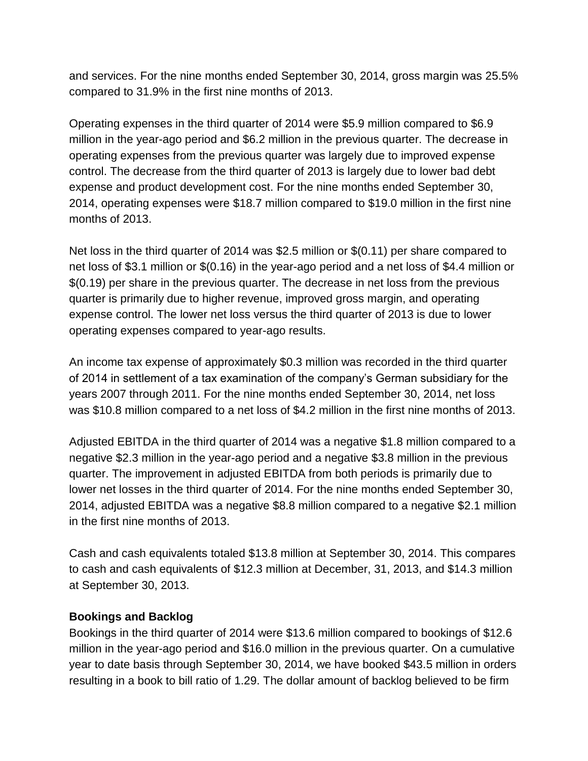and services. For the nine months ended September 30, 2014, gross margin was 25.5% compared to 31.9% in the first nine months of 2013.

Operating expenses in the third quarter of 2014 were $5.9 million compared to $6.9 million in the year-ago period and $6.2 million in the previous quarter. The decrease in operating expenses from the previous quarter was largely due to improved expense control. The decrease from the third quarter of 2013 is largely due to lower bad debt expense and product development cost. For the nine months ended September 30, 2014, operating expenses were $18.7 million compared to $19.0 million in the first nine months of 2013.

Net loss in the third quarter of 2014 was $2.5 million or $(0.11) per share compared to net loss of $3.1 million or $(0.16) in the year-ago period and a net loss of $4.4 million or $(0.19) per share in the previous quarter. The decrease in net loss from the previous quarter is primarily due to higher revenue, improved gross margin, and operating expense control. The lower net loss versus the third quarter of 2013 is due to lower operating expenses compared to year-ago results.

An income tax expense of approximately $0.3 million was recorded in the third quarter of 2014 in settlement of a tax examination of the company's German subsidiary for the years 2007 through 2011. For the nine months ended September 30, 2014, net loss was $10.8 million compared to a net loss of $4.2 million in the first nine months of 2013.

Adjusted EBITDA in the third quarter of 2014 was a negative $1.8 million compared to a negative $2.3 million in the year-ago period and a negative $3.8 million in the previous quarter. The improvement in adjusted EBITDA from both periods is primarily due to lower net losses in the third quarter of 2014. For the nine months ended September 30, 2014, adjusted EBITDA was a negative $8.8 million compared to a negative $2.1 million in the first nine months of 2013.

Cash and cash equivalents totaled $13.8 million at September 30, 2014. This compares to cash and cash equivalents of $12.3 million at December, 31, 2013, and $14.3 million at September 30, 2013.

**Bookings and Backlog**

Bookings in the third quarter of 2014 were $13.6 million compared to bookings of $12.6 million in the year-ago period and $16.0 million in the previous quarter. On a cumulative year to date basis through September 30, 2014, we have booked $43.5 million in orders resulting in a book to bill ratio of 1.29. The dollar amount of backlog believed to be firm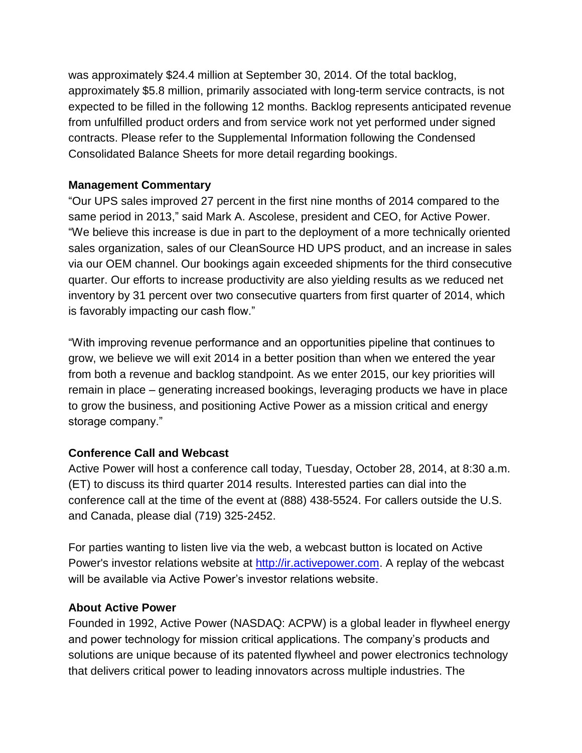was approximately $24.4 million at September 30, 2014. Of the total backlog, approximately $5.8 million, primarily associated with long-term service contracts, is not expected to be filled in the following 12 months. Backlog represents anticipated revenue from unfulfilled product orders and from service work not yet performed under signed contracts. Please refer to the Supplemental Information following the Condensed Consolidated Balance Sheets for more detail regarding bookings.

**Management Commentary**

"Our UPS sales improved 27 percent in the first nine months of 2014 compared to the same period in 2013," said Mark A. Ascolese, president and CEO, for Active Power. "We believe this increase is due in part to the deployment of a more technically oriented sales organization, sales of our CleanSource HD UPS product, and an increase in sales via our OEM channel. Our bookings again exceeded shipments for the third consecutive quarter. Our efforts to increase productivity are also yielding results as we reduced net inventory by 31 percent over two consecutive quarters from first quarter of 2014, which is favorably impacting our cash flow."

"With improving revenue performance and an opportunities pipeline that continues to grow, we believe we will exit 2014 in a better position than when we entered the year from both a revenue and backlog standpoint. As we enter 2015, our key priorities will remain in place – generating increased bookings, leveraging products we have in place to grow the business, and positioning Active Power as a mission critical and energy storage company."

**Conference Call and Webcast**

Active Power will host a conference call today, Tuesday, October 28, 2014, at 8:30 a.m. (ET) to discuss its third quarter 2014 results. Interested parties can dial into the conference call at the time of the event at (888) 438-5524. For callers outside the U.S. and Canada, please dial (719) 325-2452.

For parties wanting to listen live via the web, a webcast button is located on Active Power's investor relations website at [http://ir.activepower.com](http://ir.activepower.com). A replay of the webcast will be available via Active Power's investor relations website.

**About Active Power**

Founded in 1992, Active Power (NASDAQ: ACPW) is a global leader in flywheel energy and power technology for mission critical applications. The company's products and solutions are unique because of its patented flywheel and power electronics technology that delivers critical power to leading innovators across multiple industries. The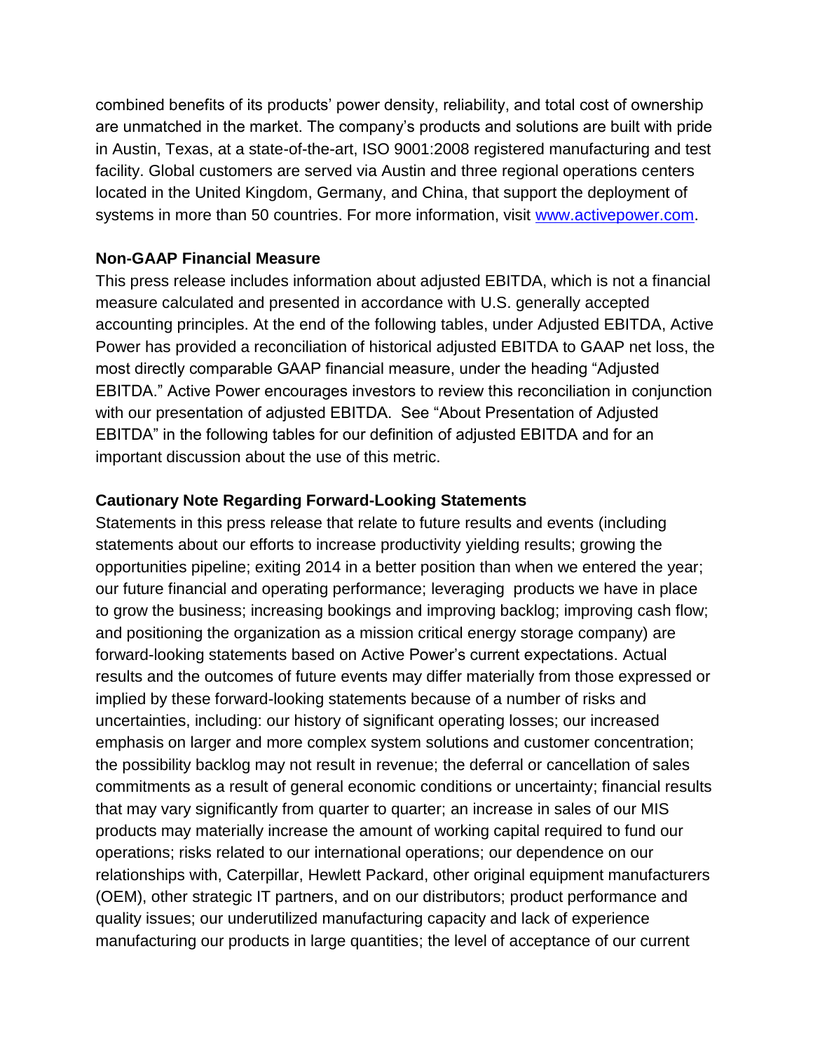combined benefits of its products' power density, reliability, and total cost of ownership are unmatched in the market. The company's products and solutions are built with pride in Austin, Texas, at a state-of-the-art, ISO 9001:2008 registered manufacturing and test facility. Global customers are served via Austin and three regional operations centers located in the United Kingdom, Germany, and China, that support the deployment of systems in more than 50 countries. For more information, visit [www.activepower.com](http://www.activepower.com).

**Non-GAAP Financial Measure**

This press release includes information about adjusted EBITDA, which is not a financial measure calculated and presented in accordance with U.S. generally accepted accounting principles. At the end of the following tables, under Adjusted EBITDA, Active Power has provided a reconciliation of historical adjusted EBITDA to GAAP net loss, the most directly comparable GAAP financial measure, under the heading "Adjusted EBITDA." Active Power encourages investors to review this reconciliation in conjunction with our presentation of adjusted EBITDA. See "About Presentation of Adjusted EBITDA" in the following tables for our definition of adjusted EBITDA and for an important discussion about the use of this metric.

**Cautionary Note Regarding Forward-Looking Statements**

Statements in this press release that relate to future results and events (including statements about our efforts to increase productivity yielding results; growing the opportunities pipeline; exiting 2014 in a better position than when we entered the year; our future financial and operating performance; leveraging products we have in place to grow the business; increasing bookings and improving backlog; improving cash flow; and positioning the organization as a mission critical energy storage company) are forward-looking statements based on Active Power's current expectations. Actual results and the outcomes of future events may differ materially from those expressed or implied by these forward-looking statements because of a number of risks and uncertainties, including: our history of significant operating losses; our increased emphasis on larger and more complex system solutions and customer concentration; the possibility backlog may not result in revenue; the deferral or cancellation of sales commitments as a result of general economic conditions or uncertainty; financial results that may vary significantly from quarter to quarter; an increase in sales of our MIS products may materially increase the amount of working capital required to fund our operations; risks related to our international operations; our dependence on our relationships with, Caterpillar, Hewlett Packard, other original equipment manufacturers (OEM), other strategic IT partners, and on our distributors; product performance and quality issues; our underutilized manufacturing capacity and lack of experience manufacturing our products in large quantities; the level of acceptance of our current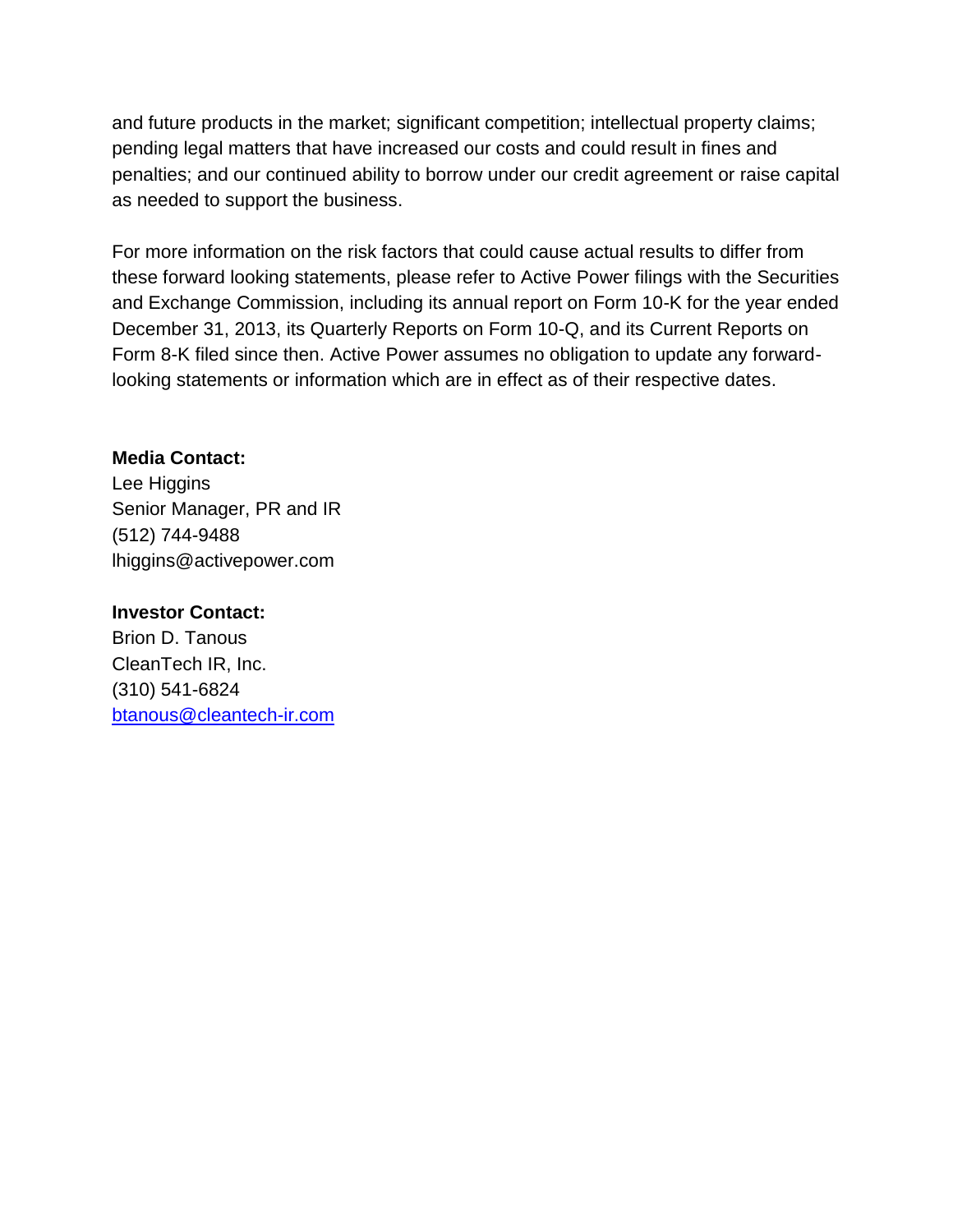and future products in the market; significant competition; intellectual property claims; pending legal matters that have increased our costs and could result in fines and penalties; and our continued ability to borrow under our credit agreement or raise capital as needed to support the business.

For more information on the risk factors that could cause actual results to differ from these forward looking statements, please refer to Active Power filings with the Securities and Exchange Commission, including its annual report on Form 10-K for the year ended December 31, 2013, its Quarterly Reports on Form 10-Q, and its Current Reports on Form 8-K filed since then. Active Power assumes no obligation to update any forward-looking statements or information which are in effect as of their respective dates.

**Media Contact:**
Lee Higgins
Senior Manager, PR and IR
(512) 744-9488
lhiggins@activepower.com

**Investor Contact:**
Brion D. Tanous
CleanTech IR, Inc.
(310) 541-6824
btanous@cleantech-ir.com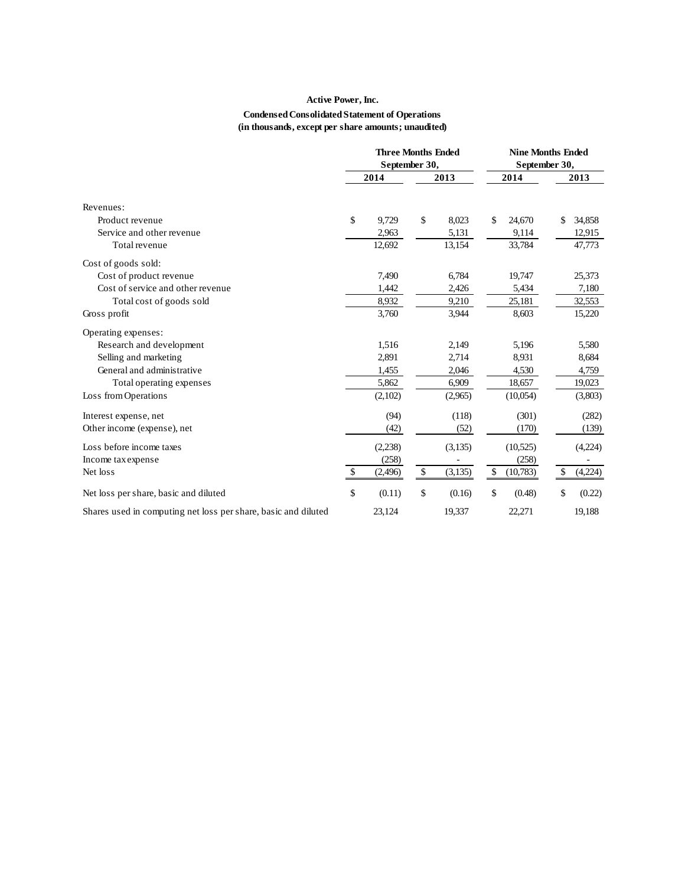**Active Power, Inc.**

**Condensed Consolidated Statement of Operations**
**(in thousands, except per share amounts; unaudited)**

| | Three Months Ended September 30, | | Nine Months Ended September 30, | |
|---|---|---|---|---|
| | 2014 | 2013 | 2014 | 2013 |
| Revenues: | | | | |
| Product revenue | $ 9,729 | $ 8,023 | $ 24,670 | $ 34,858 |
| Service and other revenue | 2,963 | 5,131 | 9,114 | 12,915 |
| Total revenue | 12,692 | 13,154 | 33,784 | 47,773 |
| Cost of goods sold: | | | | |
| Cost of product revenue | 7,490 | 6,784 | 19,747 | 25,373 |
| Cost of service and other revenue | 1,442 | 2,426 | 5,434 | 7,180 |
| Total cost of goods sold | 8,932 | 9,210 | 25,181 | 32,553 |
| Gross profit | 3,760 | 3,944 | 8,603 | 15,220 |
| Operating expenses: | | | | |
| Research and development | 1,516 | 2,149 | 5,196 | 5,580 |
| Selling and marketing | 2,891 | 2,714 | 8,931 | 8,684 |
| General and administrative | 1,455 | 2,046 | 4,530 | 4,759 |
| Total operating expenses | 5,862 | 6,909 | 18,657 | 19,023 |
| Loss from Operations | (2,102) | (2,965) | (10,054) | (3,803) |
| Interest expense, net | (94) | (118) | (301) | (282) |
| Other income (expense), net | (42) | (52) | (170) | (139) |
| Loss before income taxes | (2,238) | (3,135) | (10,525) | (4,224) |
| Income tax expense | (258) | - | (258) | - |
| Net loss | $ (2,496) | $ (3,135) | $ (10,783) | $ (4,224) |
| Net loss per share, basic and diluted | $ (0.11) | $ (0.16) | $ (0.48) | $ (0.22) |
| Shares used in computing net loss per share, basic and diluted | 23,124 | 19,337 | 22,271 | 19,188 |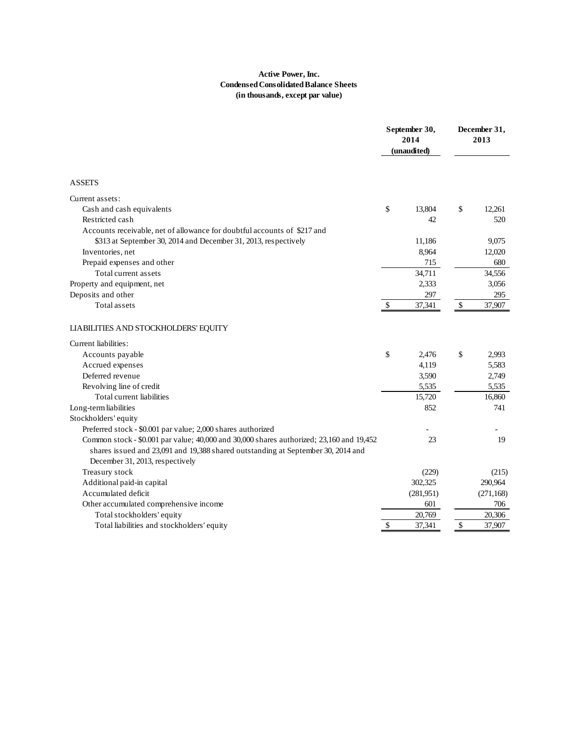**Active Power, Inc.**
**Condensed Consolidated Balance Sheets**
**(in thousands, except par value)**

| | September 30, 2014 (unaudited) | December 31, 2013 |
|---|---|---|
| ASSETS | | |
| Current assets: | | |
| Cash and cash equivalents | $ 13,804 | $ 12,261 |
| Restricted cash | 42 | 520 |
| Accounts receivable, net of allowance for doubtful accounts of $217 and $313 at September 30, 2014 and December 31, 2013, respectively | 11,186 | 9,075 |
| Inventories, net | 8,964 | 12,020 |
| Prepaid expenses and other | 715 | 680 |
| Total current assets | 34,711 | 34,556 |
| Property and equipment, net | 2,333 | 3,056 |
| Deposits and other | 297 | 295 |
| Total assets | $ 37,341 | $ 37,907 |
| LIABILITIES AND STOCKHOLDERS' EQUITY | | |
| Current liabilities: | | |
| Accounts payable | $ 2,476 | $ 2,993 |
| Accrued expenses | 4,119 | 5,583 |
| Deferred revenue | 3,590 | 2,749 |
| Revolving line of credit | 5,535 | 5,535 |
| Total current liabilities | 15,720 | 16,860 |
| Long-term liabilities | 852 | 741 |
| Stockholders' equity | | |
| Preferred stock - $0.001 par value; 2,000 shares authorized | - | - |
| Common stock - $0.001 par value; 40,000 and 30,000 shares authorized; 23,160 and 19,452 shares issued and 23,091 and 19,388 shared outstanding at September 30, 2014 and December 31, 2013, respectively | 23 | 19 |
| Treasury stock | (229) | (215) |
| Additional paid-in capital | 302,325 | 290,964 |
| Accumulated deficit | (281,951) | (271,168) |
| Other accumulated comprehensive income | 601 | 706 |
| Total stockholders' equity | 20,769 | 20,306 |
| Total liabilities and stockholders' equity | $ 37,341 | $ 37,907 |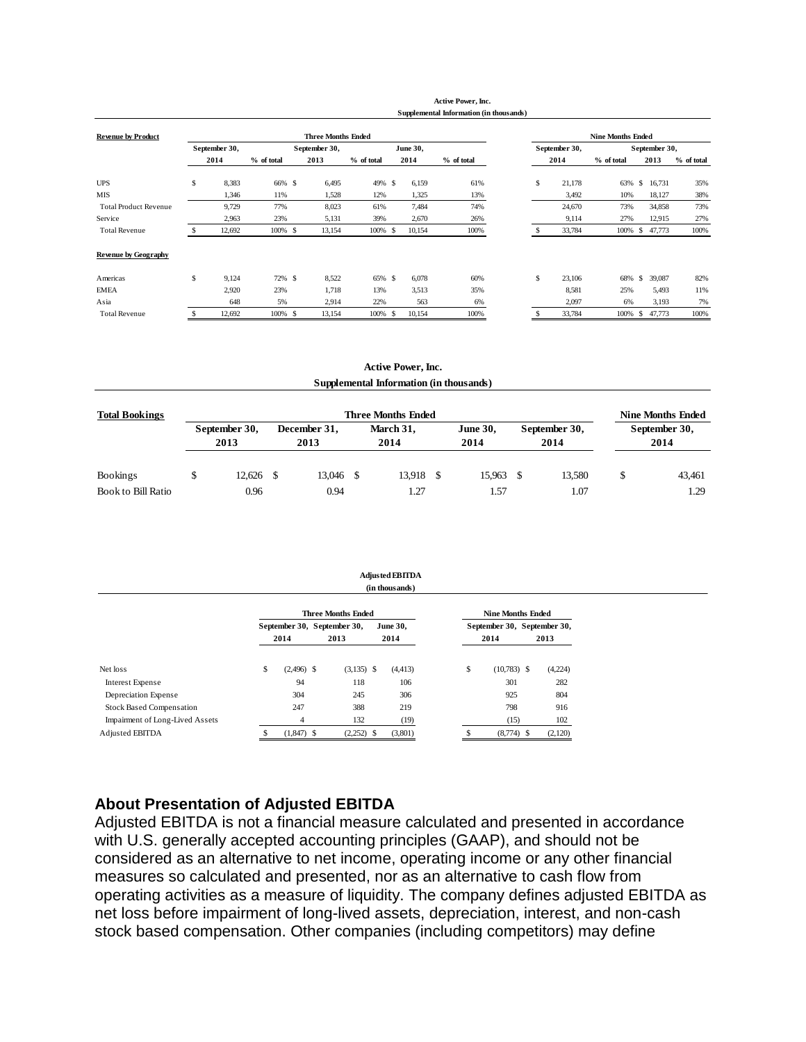**Active Power, Inc.**
**Supplemental Information (in thousands)**

| **Revenue by Product** | Three Months Ended | | | | | | Nine Months Ended | | | |
|---|---|---|---|---|---|---|---|---|---|---|
| | September 30, 2014 | % of total | September 30, 2013 | % of total | June 30, 2014 | % of total | September 30, 2014 | % of total | September 30, 2013 | % of total |
| UPS | $ 8,383 | 66% | $ 6,495 | 49% | $ 6,159 | 61% | $ 21,178 | 63% | $ 16,731 | 35% |
| MIS | 1,346 | 11% | 1,528 | 12% | 1,325 | 13% | 3,492 | 10% | 18,127 | 38% |
| Total Product Revenue | 9,729 | 77% | 8,023 | 61% | 7,484 | 74% | 24,670 | 73% | 34,858 | 73% |
| Service | 2,963 | 23% | 5,131 | 39% | 2,670 | 26% | 9,114 | 27% | 12,915 | 27% |
| Total Revenue | $ 12,692 | 100% | $ 13,154 | 100% | $ 10,154 | 100% | $ 33,784 | 100% | $ 47,773 | 100% |
| **Revenue by Geography** | | | | | | | | | | |
| Americas | $ 9,124 | 72% | $ 8,522 | 65% | $ 6,078 | 60% | $ 23,106 | 68% | $ 39,087 | 82% |
| EMEA | 2,920 | 23% | 1,718 | 13% | 3,513 | 35% | 8,581 | 25% | 5,493 | 11% |
| Asia | 648 | 5% | 2,914 | 22% | 563 | 6% | 2,097 | 6% | 3,193 | 7% |
| Total Revenue | $ 12,692 | 100% | $ 13,154 | 100% | $ 10,154 | 100% | $ 33,784 | 100% | $ 47,773 | 100% |

**Active Power, Inc.**
**Supplemental Information (in thousands)**

| **Total Bookings** | Three Months Ended | | | | | Nine Months Ended |
|---|---|---|---|---|---|---|
| | September 30, 2013 | December 31, 2013 | March 31, 2014 | June 30, 2014 | September 30, 2014 | September 30, 2014 |
| Bookings | $ 12,626 | $ 13,046 | $ 13,918 | $ 15,963 | $ 13,580 | $ 43,461 |
| Book to Bill Ratio | 0.96 | 0.94 | 1.27 | 1.57 | 1.07 | 1.29 |

**Adjusted EBITDA**
**(in thousands)**

| | Three Months Ended | | | Nine Months Ended | |
|---|---|---|---|---|---|
| | September 30, 2014 | September 30, 2013 | June 30, 2014 | September 30, 2014 | September 30, 2013 |
| Net loss | $ (2,496) | $ (3,135) | $ (4,413) | $ (10,783) | $ (4,224) |
| Interest Expense | 94 | 118 | 106 | 301 | 282 |
| Depreciation Expense | 304 | 245 | 306 | 925 | 804 |
| Stock Based Compensation | 247 | 388 | 219 | 798 | 916 |
| Impairment of Long-Lived Assets | 4 | 132 | (19) | (15) | 102 |
| Adjusted EBITDA | $ (1,847) | $ (2,252) | $ (3,801) | $ (8,774) | $ (2,120) |

**About Presentation of Adjusted EBITDA**

Adjusted EBITDA is not a financial measure calculated and presented in accordance with U.S. generally accepted accounting principles (GAAP), and should not be considered as an alternative to net income, operating income or any other financial measures so calculated and presented, nor as an alternative to cash flow from operating activities as a measure of liquidity. The company defines adjusted EBITDA as net loss before impairment of long-lived assets, depreciation, interest, and non-cash stock based compensation. Other companies (including competitors) may define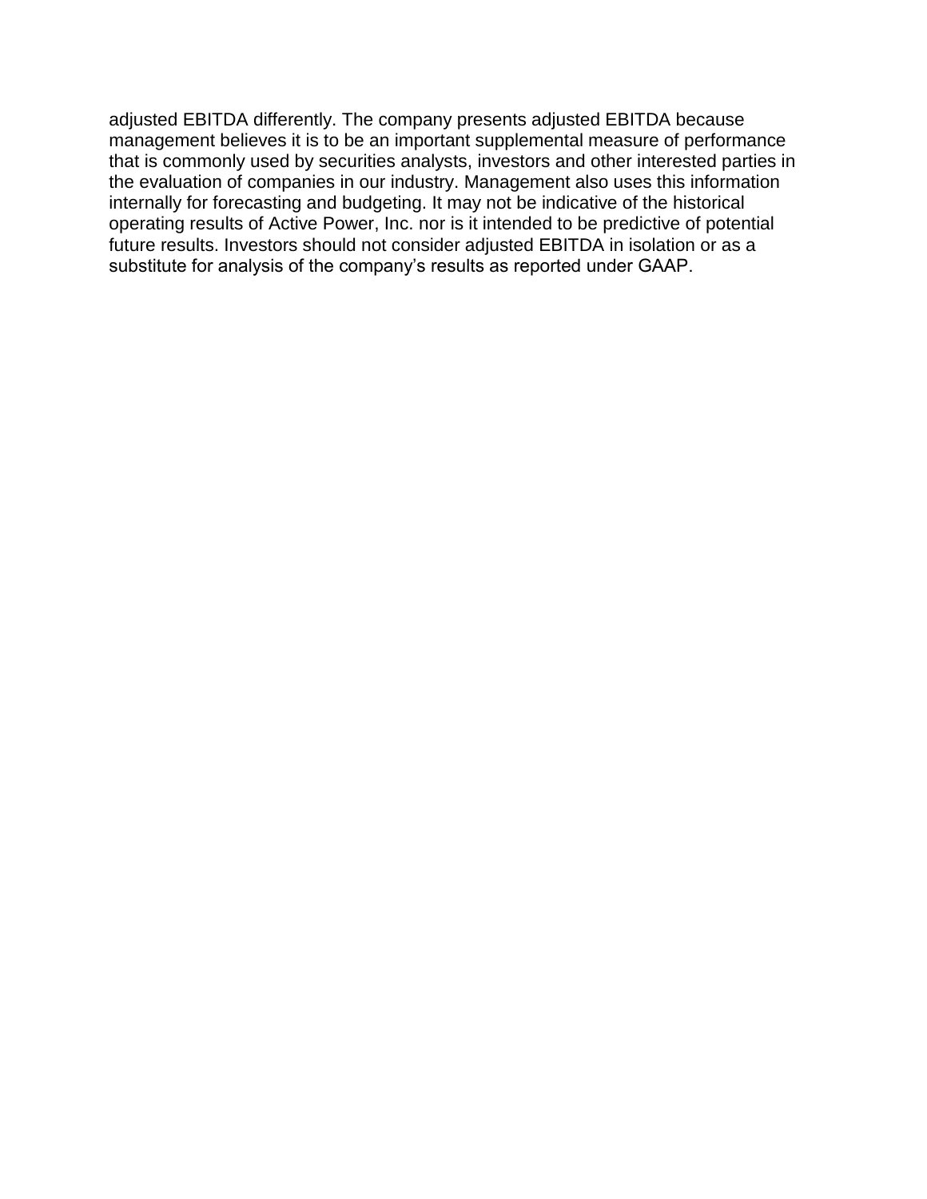adjusted EBITDA differently. The company presents adjusted EBITDA because management believes it is to be an important supplemental measure of performance that is commonly used by securities analysts, investors and other interested parties in the evaluation of companies in our industry. Management also uses this information internally for forecasting and budgeting. It may not be indicative of the historical operating results of Active Power, Inc. nor is it intended to be predictive of potential future results. Investors should not consider adjusted EBITDA in isolation or as a substitute for analysis of the company's results as reported under GAAP.